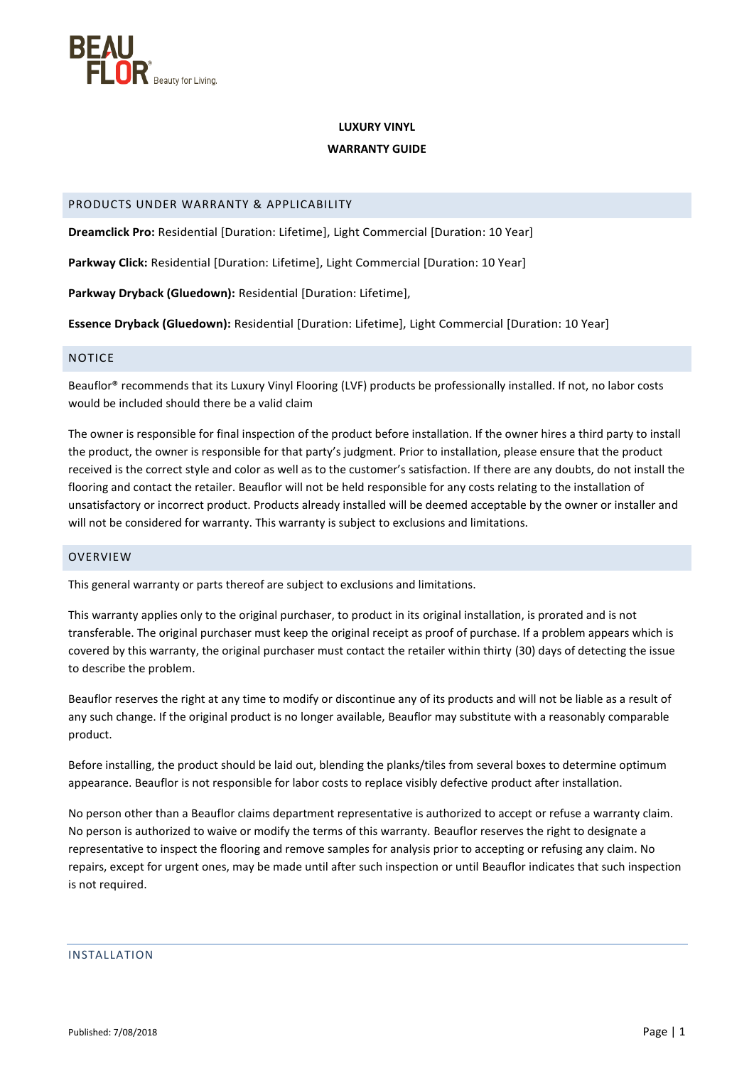# LUXURY VINYL
# WARRANTY GUIDE

## PRODUCTS UNDER WARRANTY & APPLICABILITY

**Dreamclick Pro:** Residential [Duration: Lifetime], Light Commercial [Duration: 10 Year]

**Parkway Click:** Residential [Duration: Lifetime], Light Commercial [Duration: 10 Year]

**Parkway Dryback (Gluedown):** Residential [Duration: Lifetime],

**Essence Dryback (Gluedown):** Residential [Duration: Lifetime], Light Commercial [Duration: 10 Year]

## NOTICE

Beauflor® recommends that its Luxury Vinyl Flooring (LVF) products be professionally installed. If not, no labor costs would be included should there be a valid claim

The owner is responsible for final inspection of the product before installation. If the owner hires a third party to install the product, the owner is responsible for that party's judgment. Prior to installation, please ensure that the product received is the correct style and color as well as to the customer's satisfaction. If there are any doubts, do not install the flooring and contact the retailer. Beauflor will not be held responsible for any costs relating to the installation of unsatisfactory or incorrect product. Products already installed will be deemed acceptable by the owner or installer and will not be considered for warranty. This warranty is subject to exclusions and limitations.

## OVERVIEW

This general warranty or parts thereof are subject to exclusions and limitations.

This warranty applies only to the original purchaser, to product in its original installation, is prorated and is not transferable. The original purchaser must keep the original receipt as proof of purchase. If a problem appears which is covered by this warranty, the original purchaser must contact the retailer within thirty (30) days of detecting the issue to describe the problem.

Beauflor reserves the right at any time to modify or discontinue any of its products and will not be liable as a result of any such change. If the original product is no longer available, Beauflor may substitute with a reasonably comparable product.

Before installing, the product should be laid out, blending the planks/tiles from several boxes to determine optimum appearance. Beauflor is not responsible for labor costs to replace visibly defective product after installation.

No person other than a Beauflor claims department representative is authorized to accept or refuse a warranty claim. No person is authorized to waive or modify the terms of this warranty. Beauflor reserves the right to designate a representative to inspect the flooring and remove samples for analysis prior to accepting or refusing any claim. No repairs, except for urgent ones, may be made until after such inspection or until Beauflor indicates that such inspection is not required.

## INSTALLATION

Published: 7/08/2018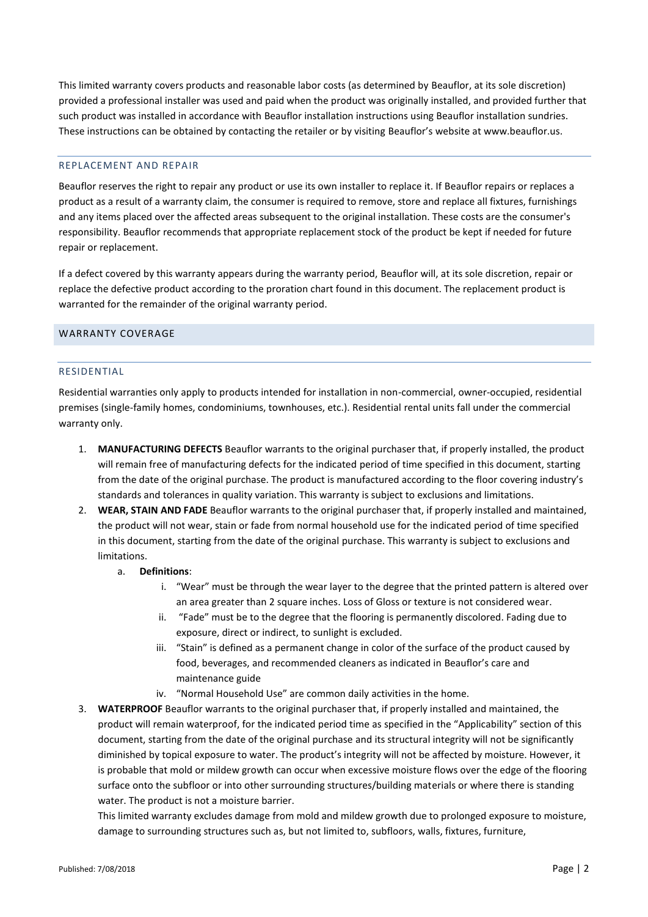This limited warranty covers products and reasonable labor costs (as determined by Beauflor, at its sole discretion) provided a professional installer was used and paid when the product was originally installed, and provided further that such product was installed in accordance with Beauflor installation instructions using Beauflor installation sundries. These instructions can be obtained by contacting the retailer or by visiting Beauflor's website at www.beauflor.us.

### REPLACEMENT AND REPAIR

Beauflor reserves the right to repair any product or use its own installer to replace it. If Beauflor repairs or replaces a product as a result of a warranty claim, the consumer is required to remove, store and replace all fixtures, furnishings and any items placed over the affected areas subsequent to the original installation. These costs are the consumer's responsibility. Beauflor recommends that appropriate replacement stock of the product be kept if needed for future repair or replacement.

If a defect covered by this warranty appears during the warranty period, Beauflor will, at its sole discretion, repair or replace the defective product according to the proration chart found in this document. The replacement product is warranted for the remainder of the original warranty period.

## WARRANTY COVERAGE

### RESIDENTIAL

Residential warranties only apply to products intended for installation in non-commercial, owner-occupied, residential premises (single-family homes, condominiums, townhouses, etc.). Residential rental units fall under the commercial warranty only.

1. **MANUFACTURING DEFECTS** Beauflor warrants to the original purchaser that, if properly installed, the product will remain free of manufacturing defects for the indicated period of time specified in this document, starting from the date of the original purchase. The product is manufactured according to the floor covering industry's standards and tolerances in quality variation. This warranty is subject to exclusions and limitations.
2. **WEAR, STAIN AND FADE** Beauflor warrants to the original purchaser that, if properly installed and maintained, the product will not wear, stain or fade from normal household use for the indicated period of time specified in this document, starting from the date of the original purchase. This warranty is subject to exclusions and limitations.
   a. **Definitions**:
      i. "Wear" must be through the wear layer to the degree that the printed pattern is altered over an area greater than 2 square inches. Loss of Gloss or texture is not considered wear.
      ii. "Fade" must be to the degree that the flooring is permanently discolored. Fading due to exposure, direct or indirect, to sunlight is excluded.
      iii. "Stain" is defined as a permanent change in color of the surface of the product caused by food, beverages, and recommended cleaners as indicated in Beauflor's care and maintenance guide
      iv. "Normal Household Use" are common daily activities in the home.
3. **WATERPROOF** Beauflor warrants to the original purchaser that, if properly installed and maintained, the product will remain waterproof, for the indicated period time as specified in the "Applicability" section of this document, starting from the date of the original purchase and its structural integrity will not be significantly diminished by topical exposure to water. The product's integrity will not be affected by moisture. However, it is probable that mold or mildew growth can occur when excessive moisture flows over the edge of the flooring surface onto the subfloor or into other surrounding structures/building materials or where there is standing water. The product is not a moisture barrier.

   This limited warranty excludes damage from mold and mildew growth due to prolonged exposure to moisture, damage to surrounding structures such as, but not limited to, subfloors, walls, fixtures, furniture,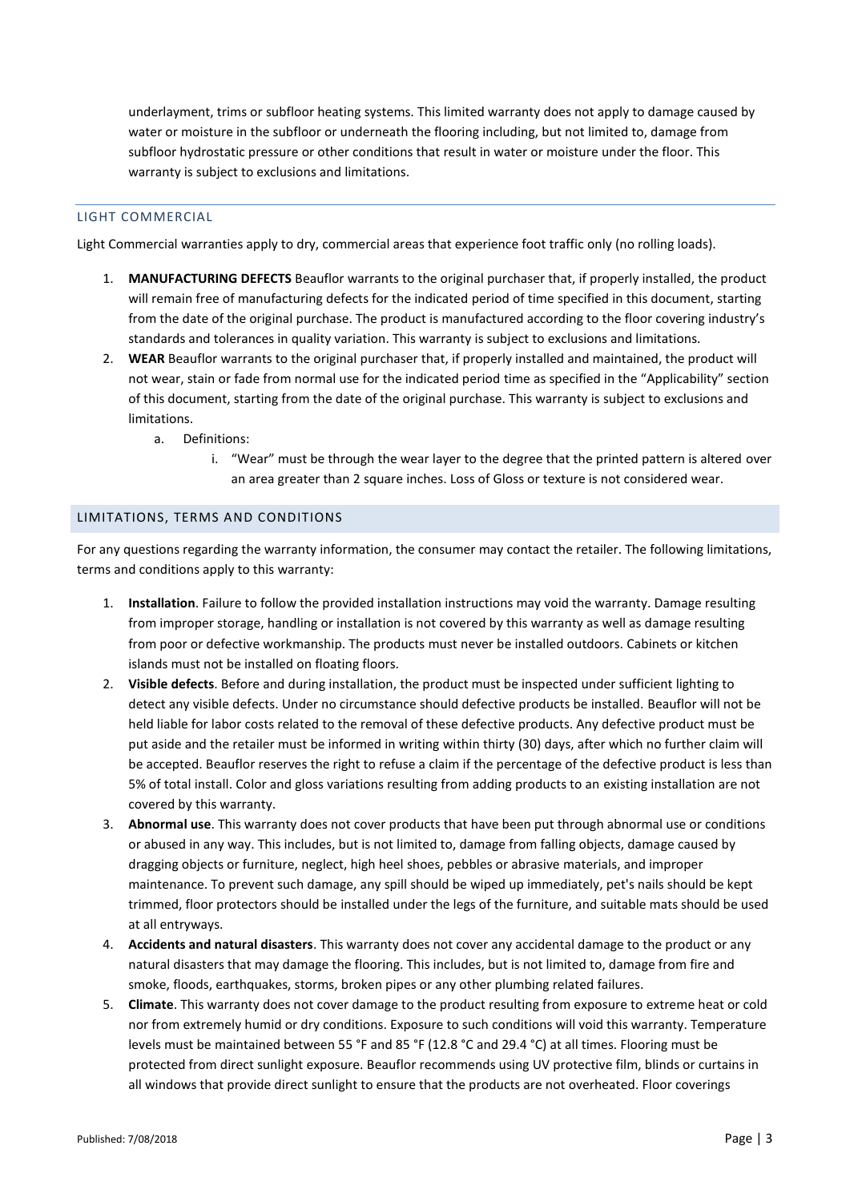underlayment, trims or subfloor heating systems. This limited warranty does not apply to damage caused by water or moisture in the subfloor or underneath the flooring including, but not limited to, damage from subfloor hydrostatic pressure or other conditions that result in water or moisture under the floor. This warranty is subject to exclusions and limitations.

## LIGHT COMMERCIAL

Light Commercial warranties apply to dry, commercial areas that experience foot traffic only (no rolling loads).

1. **MANUFACTURING DEFECTS** Beauflor warrants to the original purchaser that, if properly installed, the product will remain free of manufacturing defects for the indicated period of time specified in this document, starting from the date of the original purchase. The product is manufactured according to the floor covering industry's standards and tolerances in quality variation. This warranty is subject to exclusions and limitations.
2. **WEAR** Beauflor warrants to the original purchaser that, if properly installed and maintained, the product will not wear, stain or fade from normal use for the indicated period time as specified in the "Applicability" section of this document, starting from the date of the original purchase. This warranty is subject to exclusions and limitations.
   a. Definitions:
      i. "Wear" must be through the wear layer to the degree that the printed pattern is altered over an area greater than 2 square inches. Loss of Gloss or texture is not considered wear.

## LIMITATIONS, TERMS AND CONDITIONS

For any questions regarding the warranty information, the consumer may contact the retailer. The following limitations, terms and conditions apply to this warranty:

1. **Installation**. Failure to follow the provided installation instructions may void the warranty. Damage resulting from improper storage, handling or installation is not covered by this warranty as well as damage resulting from poor or defective workmanship. The products must never be installed outdoors. Cabinets or kitchen islands must not be installed on floating floors.
2. **Visible defects**. Before and during installation, the product must be inspected under sufficient lighting to detect any visible defects. Under no circumstance should defective products be installed. Beauflor will not be held liable for labor costs related to the removal of these defective products. Any defective product must be put aside and the retailer must be informed in writing within thirty (30) days, after which no further claim will be accepted. Beauflor reserves the right to refuse a claim if the percentage of the defective product is less than 5% of total install. Color and gloss variations resulting from adding products to an existing installation are not covered by this warranty.
3. **Abnormal use**. This warranty does not cover products that have been put through abnormal use or conditions or abused in any way. This includes, but is not limited to, damage from falling objects, damage caused by dragging objects or furniture, neglect, high heel shoes, pebbles or abrasive materials, and improper maintenance. To prevent such damage, any spill should be wiped up immediately, pet's nails should be kept trimmed, floor protectors should be installed under the legs of the furniture, and suitable mats should be used at all entryways.
4. **Accidents and natural disasters**. This warranty does not cover any accidental damage to the product or any natural disasters that may damage the flooring. This includes, but is not limited to, damage from fire and smoke, floods, earthquakes, storms, broken pipes or any other plumbing related failures.
5. **Climate**. This warranty does not cover damage to the product resulting from exposure to extreme heat or cold nor from extremely humid or dry conditions. Exposure to such conditions will void this warranty. Temperature levels must be maintained between 55 °F and 85 °F (12.8 °C and 29.4 °C) at all times. Flooring must be protected from direct sunlight exposure. Beauflor recommends using UV protective film, blinds or curtains in all windows that provide direct sunlight to ensure that the products are not overheated. Floor coverings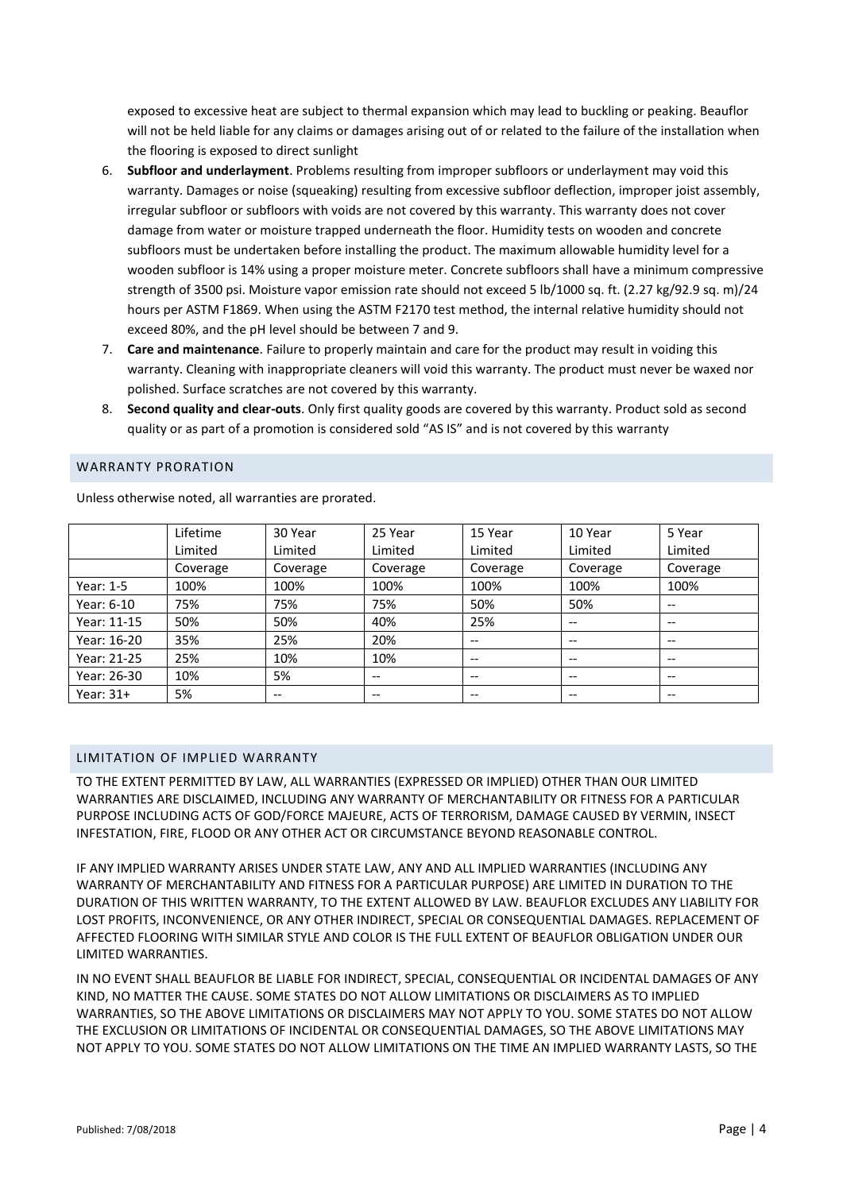exposed to excessive heat are subject to thermal expansion which may lead to buckling or peaking. Beauflor will not be held liable for any claims or damages arising out of or related to the failure of the installation when the flooring is exposed to direct sunlight

6. **Subfloor and underlayment**. Problems resulting from improper subfloors or underlayment may void this warranty. Damages or noise (squeaking) resulting from excessive subfloor deflection, improper joist assembly, irregular subfloor or subfloors with voids are not covered by this warranty. This warranty does not cover damage from water or moisture trapped underneath the floor. Humidity tests on wooden and concrete subfloors must be undertaken before installing the product. The maximum allowable humidity level for a wooden subfloor is 14% using a proper moisture meter. Concrete subfloors shall have a minimum compressive strength of 3500 psi. Moisture vapor emission rate should not exceed 5 lb/1000 sq. ft. (2.27 kg/92.9 sq. m)/24 hours per ASTM F1869. When using the ASTM F2170 test method, the internal relative humidity should not exceed 80%, and the pH level should be between 7 and 9.
7. **Care and maintenance**. Failure to properly maintain and care for the product may result in voiding this warranty. Cleaning with inappropriate cleaners will void this warranty. The product must never be waxed nor polished. Surface scratches are not covered by this warranty.
8. **Second quality and clear-outs**. Only first quality goods are covered by this warranty. Product sold as second quality or as part of a promotion is considered sold "AS IS" and is not covered by this warranty

## WARRANTY PRORATION

Unless otherwise noted, all warranties are prorated.

| | Lifetime Limited | 30 Year Limited | 25 Year Limited | 15 Year Limited | 10 Year Limited | 5 Year Limited |
|---|---|---|---|---|---|---|
| | Coverage | Coverage | Coverage | Coverage | Coverage | Coverage |
| Year: 1-5 | 100% | 100% | 100% | 100% | 100% | 100% |
| Year: 6-10 | 75% | 75% | 75% | 50% | 50% | -- |
| Year: 11-15 | 50% | 50% | 40% | 25% | -- | -- |
| Year: 16-20 | 35% | 25% | 20% | -- | -- | -- |
| Year: 21-25 | 25% | 10% | 10% | -- | -- | -- |
| Year: 26-30 | 10% | 5% | -- | -- | -- | -- |
| Year: 31+ | 5% | -- | -- | -- | -- | -- |

## LIMITATION OF IMPLIED WARRANTY

TO THE EXTENT PERMITTED BY LAW, ALL WARRANTIES (EXPRESSED OR IMPLIED) OTHER THAN OUR LIMITED WARRANTIES ARE DISCLAIMED, INCLUDING ANY WARRANTY OF MERCHANTABILITY OR FITNESS FOR A PARTICULAR PURPOSE INCLUDING ACTS OF GOD/FORCE MAJEURE, ACTS OF TERRORISM, DAMAGE CAUSED BY VERMIN, INSECT INFESTATION, FIRE, FLOOD OR ANY OTHER ACT OR CIRCUMSTANCE BEYOND REASONABLE CONTROL.

IF ANY IMPLIED WARRANTY ARISES UNDER STATE LAW, ANY AND ALL IMPLIED WARRANTIES (INCLUDING ANY WARRANTY OF MERCHANTABILITY AND FITNESS FOR A PARTICULAR PURPOSE) ARE LIMITED IN DURATION TO THE DURATION OF THIS WRITTEN WARRANTY, TO THE EXTENT ALLOWED BY LAW. BEAUFLOR EXCLUDES ANY LIABILITY FOR LOST PROFITS, INCONVENIENCE, OR ANY OTHER INDIRECT, SPECIAL OR CONSEQUENTIAL DAMAGES. REPLACEMENT OF AFFECTED FLOORING WITH SIMILAR STYLE AND COLOR IS THE FULL EXTENT OF BEAUFLOR OBLIGATION UNDER OUR LIMITED WARRANTIES.

IN NO EVENT SHALL BEAUFLOR BE LIABLE FOR INDIRECT, SPECIAL, CONSEQUENTIAL OR INCIDENTAL DAMAGES OF ANY KIND, NO MATTER THE CAUSE. SOME STATES DO NOT ALLOW LIMITATIONS OR DISCLAIMERS AS TO IMPLIED WARRANTIES, SO THE ABOVE LIMITATIONS OR DISCLAIMERS MAY NOT APPLY TO YOU. SOME STATES DO NOT ALLOW THE EXCLUSION OR LIMITATIONS OF INCIDENTAL OR CONSEQUENTIAL DAMAGES, SO THE ABOVE LIMITATIONS MAY NOT APPLY TO YOU. SOME STATES DO NOT ALLOW LIMITATIONS ON THE TIME AN IMPLIED WARRANTY LASTS, SO THE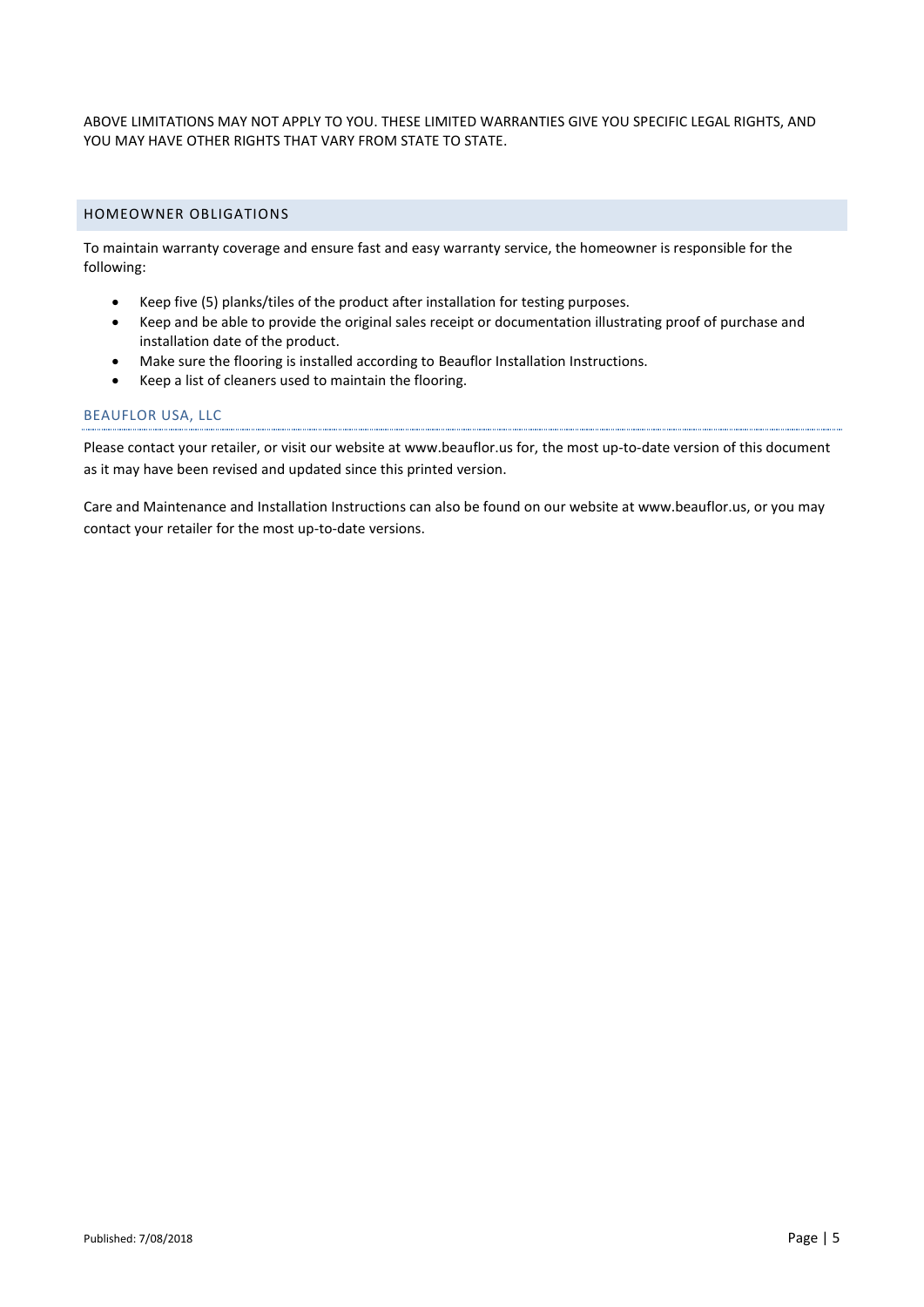ABOVE LIMITATIONS MAY NOT APPLY TO YOU. THESE LIMITED WARRANTIES GIVE YOU SPECIFIC LEGAL RIGHTS, AND YOU MAY HAVE OTHER RIGHTS THAT VARY FROM STATE TO STATE.

## HOMEOWNER OBLIGATIONS

To maintain warranty coverage and ensure fast and easy warranty service, the homeowner is responsible for the following:

- Keep five (5) planks/tiles of the product after installation for testing purposes.
- Keep and be able to provide the original sales receipt or documentation illustrating proof of purchase and installation date of the product.
- Make sure the flooring is installed according to Beauflor Installation Instructions.
- Keep a list of cleaners used to maintain the flooring.

### BEAUFLOR USA, LLC

Please contact your retailer, or visit our website at www.beauflor.us for, the most up-to-date version of this document as it may have been revised and updated since this printed version.

Care and Maintenance and Installation Instructions can also be found on our website at www.beauflor.us, or you may contact your retailer for the most up-to-date versions.

Published: 7/08/2018